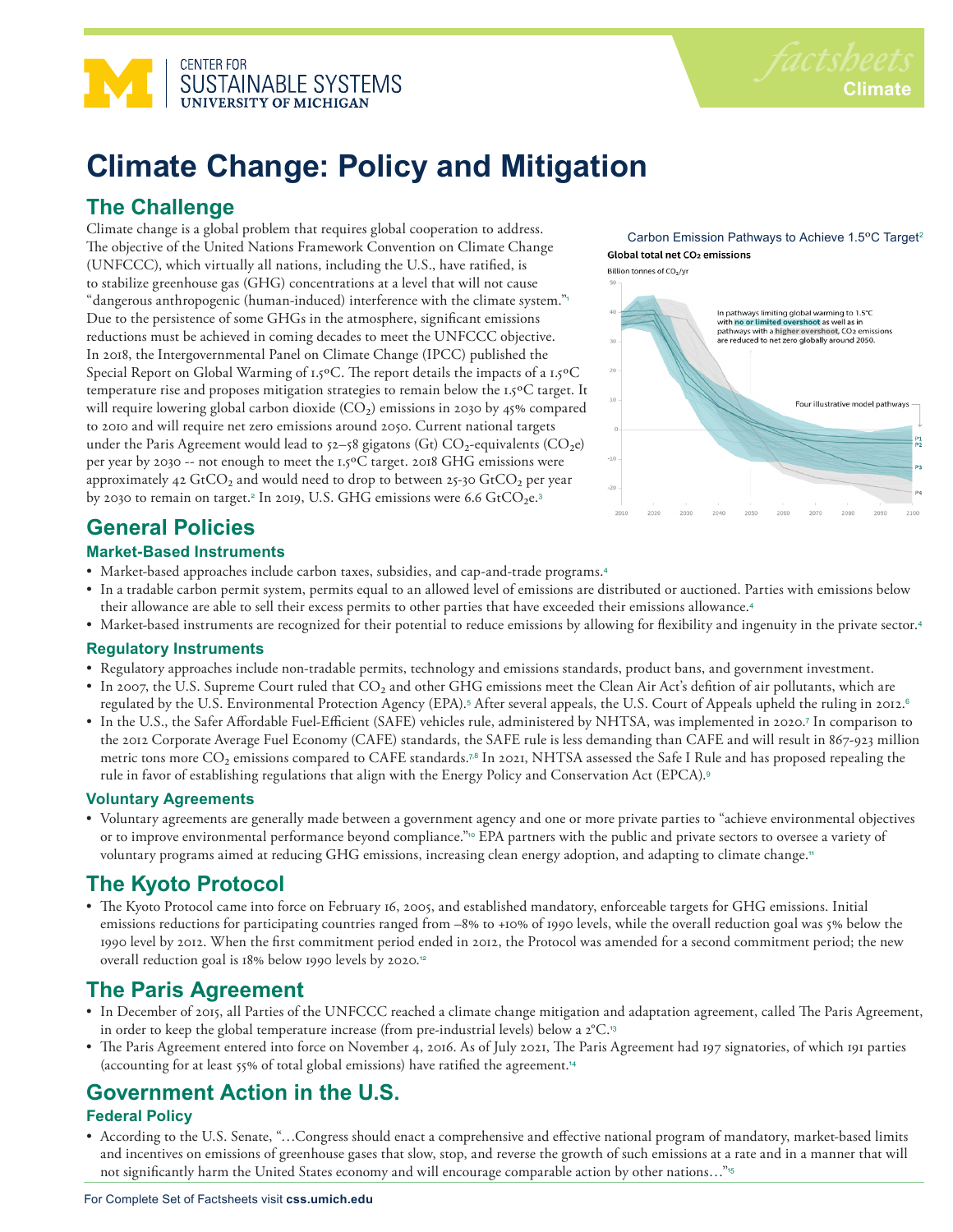CENTER FOR SUSTAINABLE SYSTEMS
UNIVERSITY OF MICHIGAN

factsheets
Climate

# Climate Change: Policy and Mitigation

## The Challenge

Climate change is a global problem that requires global cooperation to address. The objective of the United Nations Framework Convention on Climate Change (UNFCCC), which virtually all nations, including the U.S., have ratified, is to stabilize greenhouse gas (GHG) concentrations at a level that will not cause "dangerous anthropogenic (human-induced) interference with the climate system."[1] Due to the persistence of some GHGs in the atmosphere, significant emissions reductions must be achieved in coming decades to meet the UNFCCC objective. In 2018, the Intergovernmental Panel on Climate Change (IPCC) published the Special Report on Global Warming of 1.5ºC. The report details the impacts of a 1.5ºC temperature rise and proposes mitigation strategies to remain below the 1.5ºC target. It will require lowering global carbon dioxide ($CO_2$) emissions in 2030 by 45% compared to 2010 and will require net zero emissions around 2050. Current national targets under the Paris Agreement would lead to 52–58 gigatons (Gt) $CO_2$-equivalents ($CO_2e$) per year by 2030 -- not enough to meet the 1.5ºC target. 2018 GHG emissions were approximately 42 $GtCO_2$ and would need to drop to between 25-30 $GtCO_2$ per year by 2030 to remain on target.[2] In 2019, U.S. GHG emissions were 6.6 $GtCO_2e$.[3]

Carbon Emission Pathways to Achieve 1.5ºC Target[2]

Global total net $CO_2$ emissions

Billion tonnes of $CO_2$/yr

50
40
30
20
10
0
-10
-20

2010 2020 2030 2040 2050 2060 2070 2080 2090 2100

In pathways limiting global warming to 1.5°C with no or limited overshoot as well as in pathways with a higher overshoot, $CO_2$ emissions are reduced to net zero globally around 2050.

Four illustrative model pathways

P1
P2
P3
P4

## General Policies

### Market-Based Instruments

- Market-based approaches include carbon taxes, subsidies, and cap-and-trade programs.[4]
- In a tradable carbon permit system, permits equal to an allowed level of emissions are distributed or auctioned. Parties with emissions below their allowance are able to sell their excess permits to other parties that have exceeded their emissions allowance.[4]
- Market-based instruments are recognized for their potential to reduce emissions by allowing for flexibility and ingenuity in the private sector.[4]

### Regulatory Instruments

- Regulatory approaches include non-tradable permits, technology and emissions standards, product bans, and government investment.
- In 2007, the U.S. Supreme Court ruled that $CO_2$ and other GHG emissions meet the Clean Air Act's defition of air pollutants, which are regulated by the U.S. Environmental Protection Agency (EPA).[5] After several appeals, the U.S. Court of Appeals upheld the ruling in 2012.[6]
- In the U.S., the Safer Affordable Fuel-Efficient (SAFE) vehicles rule, administered by NHTSA, was implemented in 2020.[7] In comparison to the 2012 Corporate Average Fuel Economy (CAFE) standards, the SAFE rule is less demanding than CAFE and will result in 867-923 million metric tons more $CO_2$ emissions compared to CAFE standards.[7,8] In 2021, NHTSA assessed the Safe I Rule and has proposed repealing the rule in favor of establishing regulations that align with the Energy Policy and Conservation Act (EPCA).[9]

### Voluntary Agreements

- Voluntary agreements are generally made between a government agency and one or more private parties to "achieve environmental objectives or to improve environmental performance beyond compliance."[10] EPA partners with the public and private sectors to oversee a variety of voluntary programs aimed at reducing GHG emissions, increasing clean energy adoption, and adapting to climate change.[11]

## The Kyoto Protocol

- The Kyoto Protocol came into force on February 16, 2005, and established mandatory, enforceable targets for GHG emissions. Initial emissions reductions for participating countries ranged from –8% to +10% of 1990 levels, while the overall reduction goal was 5% below the 1990 level by 2012. When the first commitment period ended in 2012, the Protocol was amended for a second commitment period; the new overall reduction goal is 18% below 1990 levels by 2020.[12]

## The Paris Agreement

- In December of 2015, all Parties of the UNFCCC reached a climate change mitigation and adaptation agreement, called The Paris Agreement, in order to keep the global temperature increase (from pre-industrial levels) below a 2ºC.[13]
- The Paris Agreement entered into force on November 4, 2016. As of July 2021, The Paris Agreement had 197 signatories, of which 191 parties (accounting for at least 55% of total global emissions) have ratified the agreement.[14]

## Government Action in the U.S.

### Federal Policy

- According to the U.S. Senate, "…Congress should enact a comprehensive and effective national program of mandatory, market-based limits and incentives on emissions of greenhouse gases that slow, stop, and reverse the growth of such emissions at a rate and in a manner that will not significantly harm the United States economy and will encourage comparable action by other nations…"[15]

For Complete Set of Factsheets visit **css.umich.edu**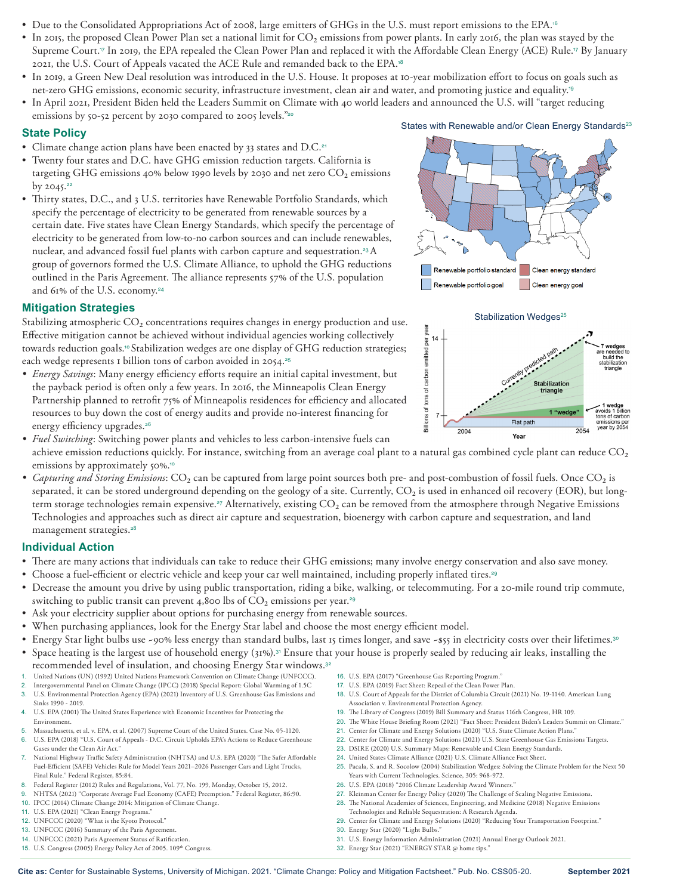- Due to the Consolidated Appropriations Act of 2008, large emitters of GHGs in the U.S. must report emissions to the EPA.[16]
- In 2015, the proposed Clean Power Plan set a national limit for $CO_2$ emissions from power plants. In early 2016, the plan was stayed by the Supreme Court.[17] In 2019, the EPA repealed the Clean Power Plan and replaced it with the Affordable Clean Energy (ACE) Rule.[17] By January 2021, the U.S. Court of Appeals vacated the ACE Rule and remanded back to the EPA.[18]
- In 2019, a Green New Deal resolution was introduced in the U.S. House. It proposes at 10-year mobilization effort to focus on goals such as net-zero GHG emissions, economic security, infrastructure investment, clean air and water, and promoting justice and equality.[19]
- In April 2021, President Biden held the Leaders Summit on Climate with 40 world leaders and announced the U.S. will "target reducing emissions by 50-52 percent by 2030 compared to 2005 levels."[20]

## State Policy

- Climate change action plans have been enacted by 33 states and D.C.[21]
- Twenty four states and D.C. have GHG emission reduction targets. California is targeting GHG emissions 40% below 1990 levels by 2030 and net zero $CO_2$ emissions by 2045.[22]
- Thirty states, D.C., and 3 U.S. territories have Renewable Portfolio Standards, which specify the percentage of electricity to be generated from renewable sources by a certain date. Five states have Clean Energy Standards, which specify the percentage of electricity to be generated from low-to-no carbon sources and can include renewables, nuclear, and advanced fossil fuel plants with carbon capture and sequestration.[23] A group of governors formed the U.S. Climate Alliance, to uphold the GHG reductions outlined in the Paris Agreement. The alliance represents 57% of the U.S. population and 61% of the U.S. economy.[24]

States with Renewable and/or Clean Energy Standards[23]

DC

Renewable portfolio standard
Clean energy standard
Renewable portfolio goal
Clean energy goal

## Mitigation Strategies

Stabilizing atmospheric $CO_2$ concentrations requires changes in energy production and use. Effective mitigation cannot be achieved without individual agencies working collectively towards reduction goals.[10] Stabilization wedges are one display of GHG reduction strategies; each wedge represents 1 billion tons of carbon avoided in 2054.[25]

- *Energy Savings*: Many energy efficiency efforts require an initial capital investment, but the payback period is often only a few years. In 2016, the Minneapolis Clean Energy Partnership planned to retrofit 75% of Minneapolis residences for efficiency and allocated resources to buy down the cost of energy audits and provide no-interest financing for energy efficiency upgrades.[26]
- *Fuel Switching*: Switching power plants and vehicles to less carbon-intensive fuels can achieve emission reductions quickly. For instance, switching from an average coal plant to a natural gas combined cycle plant can reduce $CO_2$ emissions by approximately 50%.[10]
- *Capturing and Storing Emissions*: $CO_2$ can be captured from large point sources both pre- and post-combustion of fossil fuels. Once $CO_2$ is separated, it can be stored underground depending on the geology of a site. Currently, $CO_2$ is used in enhanced oil recovery (EOR), but long-term storage technologies remain expensive.[27] Alternatively, existing $CO_2$ can be removed from the atmosphere through Negative Emissions Technologies and approaches such as direct air capture and sequestration, bioenergy with carbon capture and sequestration, and land management strategies.[28]

Stabilization Wedges[25]

Billions of tons of carbon emitted per year
14
7
2004
2054
Year
Currently predicted path
Stabilization triangle
1 "wedge"
Flat path
7 wedges are needed to build the stabilization triangle
1 wedge avoids 1 billion tons of carbon emissions per year by 2054

## Individual Action

- There are many actions that individuals can take to reduce their GHG emissions; many involve energy conservation and also save money.
- Choose a fuel-efficient or electric vehicle and keep your car well maintained, including properly inflated tires.[29]
- Decrease the amount you drive by using public transportation, riding a bike, walking, or telecommuting. For a 20-mile round trip commute, switching to public transit can prevent 4,800 lbs of $CO_2$ emissions per year.[29]
- Ask your electricity supplier about options for purchasing energy from renewable sources.
- When purchasing appliances, look for the Energy Star label and choose the most energy efficient model.
- Energy Star light bulbs use ~90% less energy than standard bulbs, last 15 times longer, and save ~$55 in electricity costs over their lifetimes.[30]
- Space heating is the largest use of household energy (31%).[31] Ensure that your house is properly sealed by reducing air leaks, installing the recommended level of insulation, and choosing Energy Star windows.[32]

1. United Nations (UN) (1992) United Nations Framework Convention on Climate Change (UNFCCC).
2. Intergovernmental Panel on Climate Change (IPCC) (2018) Special Report: Global Warming of 1.5C
3. U.S. Environmental Protection Agency (EPA) (2021) Inventory of U.S. Greenhouse Gas Emissions and Sinks 1990 - 2019.
4. U.S. EPA (2001) The United States Experience with Economic Incentives for Protecting the Environment.
5. Massachusetts, et al. v. EPA, et al. (2007) Supreme Court of the United States. Case No. 05-1120.
6. U.S. EPA (2018) "U.S. Court of Appeals - D.C. Circuit Upholds EPA's Actions to Reduce Greenhouse Gases under the Clean Air Act."
7. National Highway Traffic Safety Administration (NHTSA) and U.S. EPA (2020) "The Safer Affordable Fuel-Efficient (SAFE) Vehicles Rule for Model Years 2021–2026 Passenger Cars and Light Trucks, Final Rule." Federal Register, 85:84.
8. Federal Register (2012) Rules and Regulations, Vol. 77, No. 199, Monday, October 15, 2012.
9. NHTSA (2021) "Corporate Average Fuel Economy (CAFE) Preemption." Federal Register, 86:90.
10. IPCC (2014) Climate Change 2014: Mitigation of Climate Change.
11. U.S. EPA (2021) "Clean Energy Programs."
12. UNFCCC (2020) "What is the Kyoto Protocol."
13. UNFCCC (2016) Summary of the Paris Agreement.
14. UNFCCC (2021) Paris Agreement Status of Ratification.
15. U.S. Congress (2005) Energy Policy Act of 2005. 109th Congress.
16. U.S. EPA (2017) "Greenhouse Gas Reporting Program."
17. U.S. EPA (2019) Fact Sheet: Repeal of the Clean Power Plan.
18. U.S. Court of Appeals for the District of Columbia Circuit (2021) No. 19-1140. American Lung Association v. Environmental Protection Agency.
19. The Library of Congress (2019) Bill Summary and Status 116th Congress, HR 109.
20. The White House Briefing Room (2021) "Fact Sheet: President Biden's Leaders Summit on Climate."
21. Center for Climate and Energy Solutions (2020) "U.S. State Climate Action Plans."
22. Center for Climate and Energy Solutions (2021) U.S. State Greenhouse Gas Emissions Targets.
23. DSIRE (2020) U.S. Summary Maps: Renewable and Clean Energy Standards.
24. United States Climate Alliance (2021) U.S. Climate Alliance Fact Sheet.
25. Pacala, S. and R. Socolow (2004) Stabilization Wedges: Solving the Climate Problem for the Next 50 Years with Current Technologies. Science, 305: 968-972.
26. U.S. EPA (2018) "2016 Climate Leadership Award Winners."
27. Kleinman Center for Energy Policy (2020) The Challenge of Scaling Negative Emissions.
28. The National Academies of Sciences, Engineering, and Medicine (2018) Negative Emissions Technologies and Reliable Sequestration: A Research Agenda.
29. Center for Climate and Energy Solutions (2020) "Reducing Your Transportation Footprint."
30. Energy Star (2020) "Light Bulbs."
31. U.S. Energy Information Administration (2021) Annual Energy Outlook 2021.
32. Energy Star (2021) "ENERGY STAR @ home tips."

**Cite as:** Center for Sustainable Systems, University of Michigan. 2021. "Climate Change: Policy and Mitigation Factsheet." Pub. No. CSS05-20. **September 2021**